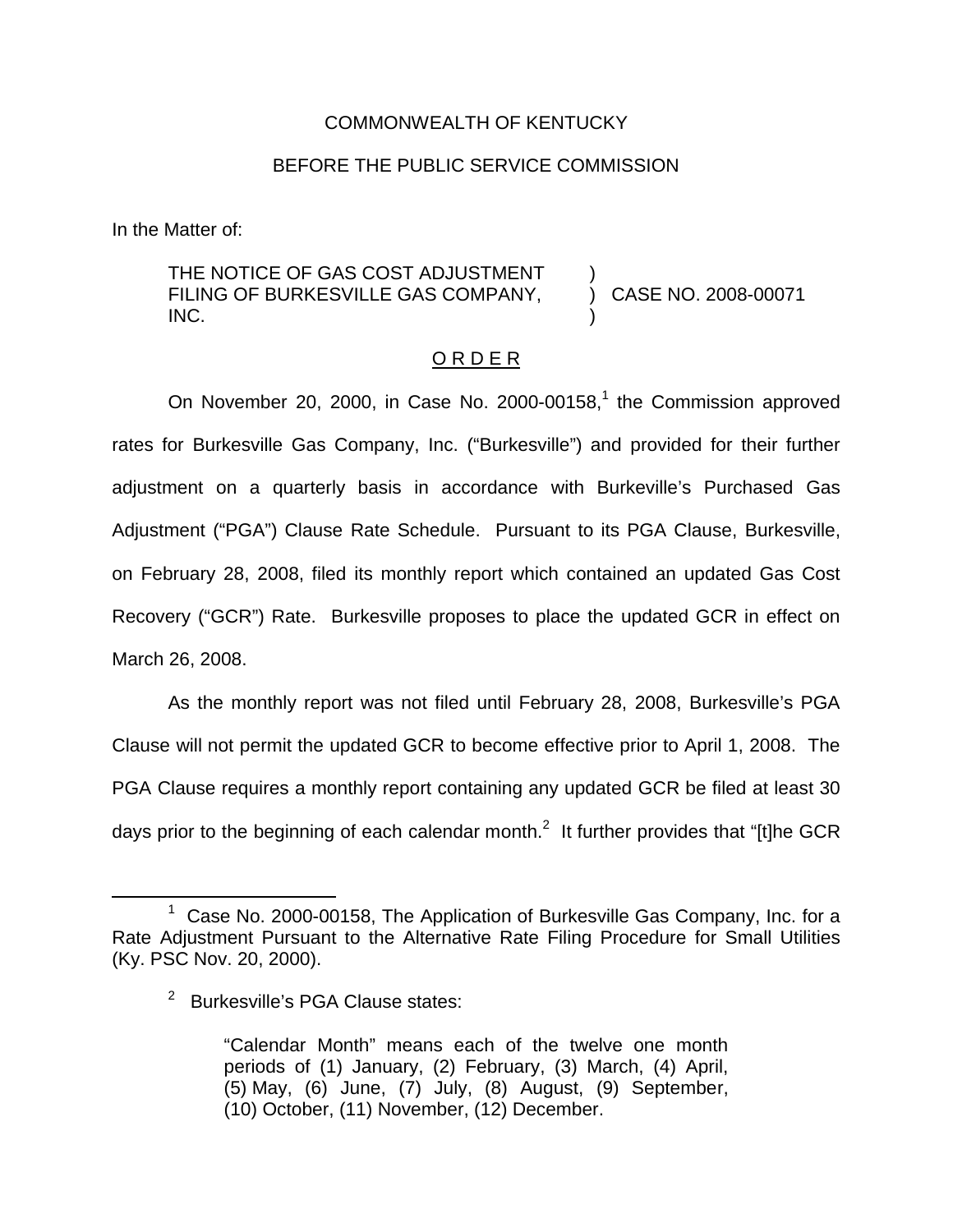COMMONWEALTH OF KENTUCKY

BEFORE THE PUBLIC SERVICE COMMISSION

In the Matter of:

| | | |
|---|---|---|
| THE NOTICE OF GAS COST ADJUSTMENT FILING OF BURKESVILLE GAS COMPANY, INC. | ) ) ) | CASE NO. 2008-00071 |

O R D E R

On November 20, 2000, in Case No. 2000-00158,[1] the Commission approved rates for Burkesville Gas Company, Inc. ("Burkesville") and provided for their further adjustment on a quarterly basis in accordance with Burkeville's Purchased Gas Adjustment ("PGA") Clause Rate Schedule. Pursuant to its PGA Clause, Burkesville, on February 28, 2008, filed its monthly report which contained an updated Gas Cost Recovery ("GCR") Rate. Burkesville proposes to place the updated GCR in effect on March 26, 2008.

As the monthly report was not filed until February 28, 2008, Burkesville's PGA Clause will not permit the updated GCR to become effective prior to April 1, 2008. The PGA Clause requires a monthly report containing any updated GCR be filed at least 30 days prior to the beginning of each calendar month.[2] It further provides that "[t]he GCR

---

[1] Case No. 2000-00158, The Application of Burkesville Gas Company, Inc. for a Rate Adjustment Pursuant to the Alternative Rate Filing Procedure for Small Utilities (Ky. PSC Nov. 20, 2000).

[2] Burkesville's PGA Clause states:

> "Calendar Month" means each of the twelve one month periods of (1) January, (2) February, (3) March, (4) April, (5) May, (6) June, (7) July, (8) August, (9) September, (10) October, (11) November, (12) December.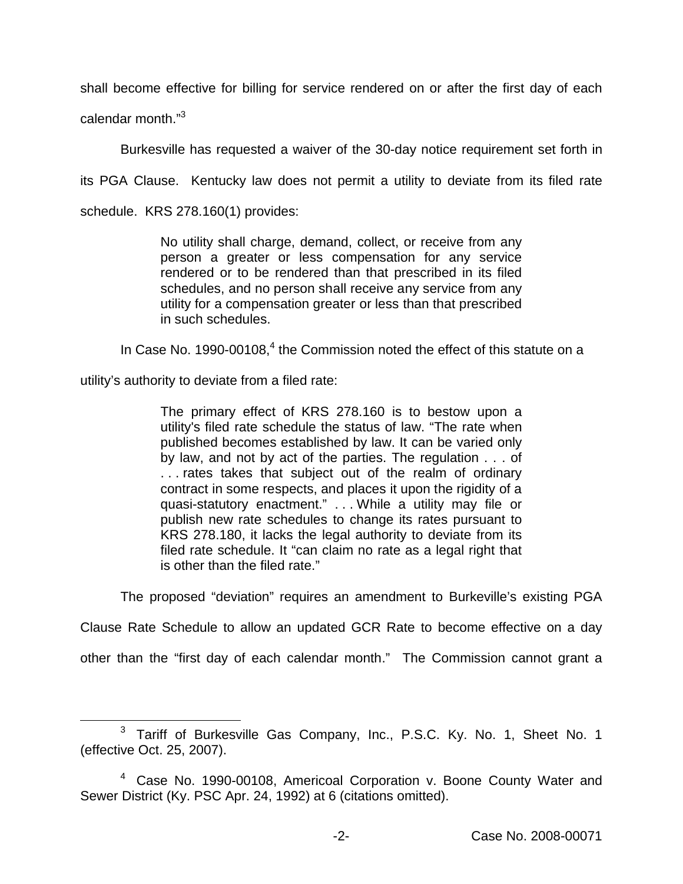shall become effective for billing for service rendered on or after the first day of each calendar month."[3]

Burkesville has requested a waiver of the 30-day notice requirement set forth in its PGA Clause. Kentucky law does not permit a utility to deviate from its filed rate schedule. KRS 278.160(1) provides:

> No utility shall charge, demand, collect, or receive from any person a greater or less compensation for any service rendered or to be rendered than that prescribed in its filed schedules, and no person shall receive any service from any utility for a compensation greater or less than that prescribed in such schedules.

In Case No. 1990-00108,[4] the Commission noted the effect of this statute on a utility's authority to deviate from a filed rate:

> The primary effect of KRS 278.160 is to bestow upon a utility's filed rate schedule the status of law. "The rate when published becomes established by law. It can be varied only by law, and not by act of the parties. The regulation . . . of . . . rates takes that subject out of the realm of ordinary contract in some respects, and places it upon the rigidity of a quasi-statutory enactment." . . . While a utility may file or publish new rate schedules to change its rates pursuant to KRS 278.180, it lacks the legal authority to deviate from its filed rate schedule. It "can claim no rate as a legal right that is other than the filed rate."

The proposed "deviation" requires an amendment to Burkeville's existing PGA Clause Rate Schedule to allow an updated GCR Rate to become effective on a day other than the "first day of each calendar month." The Commission cannot grant a

[3] Tariff of Burkesville Gas Company, Inc., P.S.C. Ky. No. 1, Sheet No. 1 (effective Oct. 25, 2007).

[4] Case No. 1990-00108, Americoal Corporation v. Boone County Water and Sewer District (Ky. PSC Apr. 24, 1992) at 6 (citations omitted).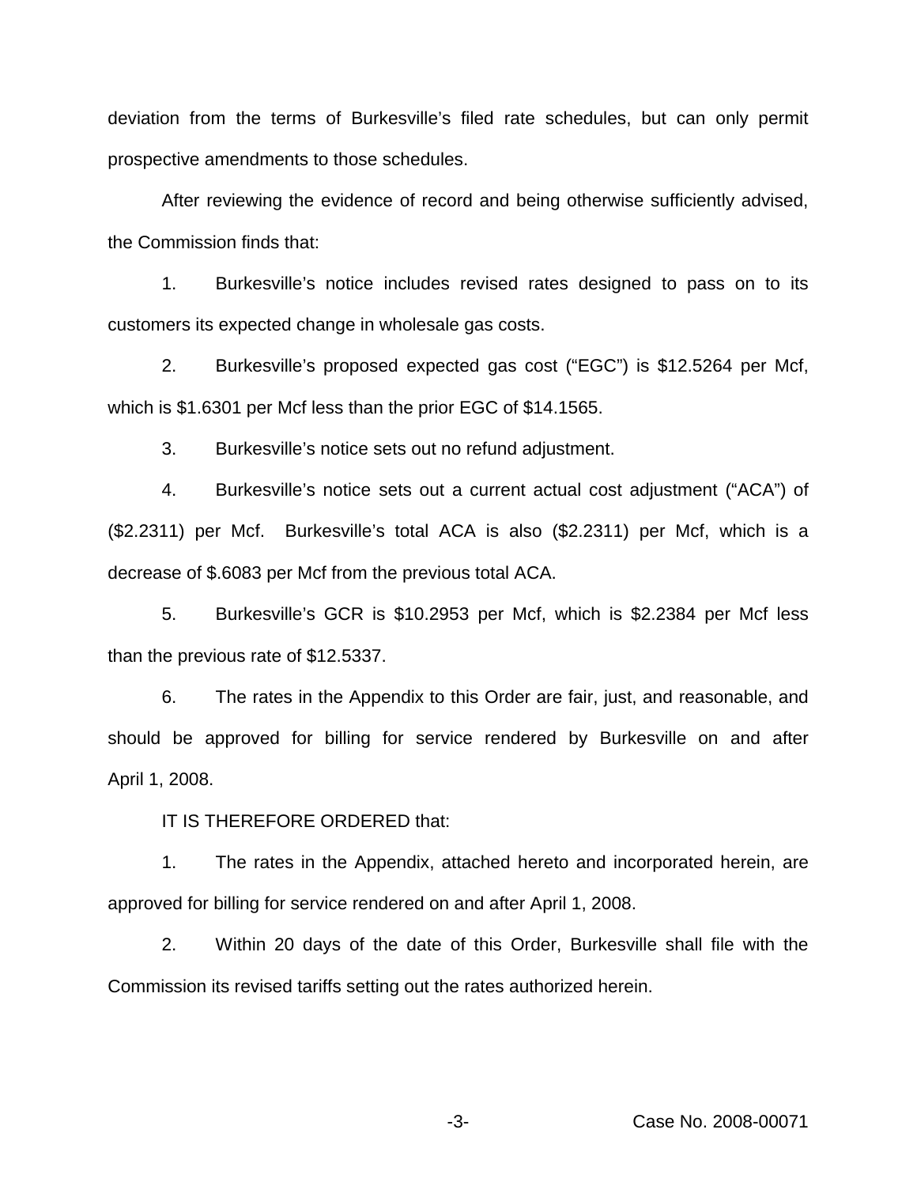deviation from the terms of Burkesville's filed rate schedules, but can only permit prospective amendments to those schedules.

After reviewing the evidence of record and being otherwise sufficiently advised, the Commission finds that:

1. Burkesville's notice includes revised rates designed to pass on to its customers its expected change in wholesale gas costs.

2. Burkesville's proposed expected gas cost ("EGC") is $12.5264 per Mcf, which is $1.6301 per Mcf less than the prior EGC of $14.1565.

3. Burkesville's notice sets out no refund adjustment.

4. Burkesville's notice sets out a current actual cost adjustment ("ACA") of ($2.2311) per Mcf. Burkesville's total ACA is also ($2.2311) per Mcf, which is a decrease of $.6083 per Mcf from the previous total ACA.

5. Burkesville's GCR is $10.2953 per Mcf, which is $2.2384 per Mcf less than the previous rate of $12.5337.

6. The rates in the Appendix to this Order are fair, just, and reasonable, and should be approved for billing for service rendered by Burkesville on and after April 1, 2008.

IT IS THEREFORE ORDERED that:

1. The rates in the Appendix, attached hereto and incorporated herein, are approved for billing for service rendered on and after April 1, 2008.

2. Within 20 days of the date of this Order, Burkesville shall file with the Commission its revised tariffs setting out the rates authorized herein.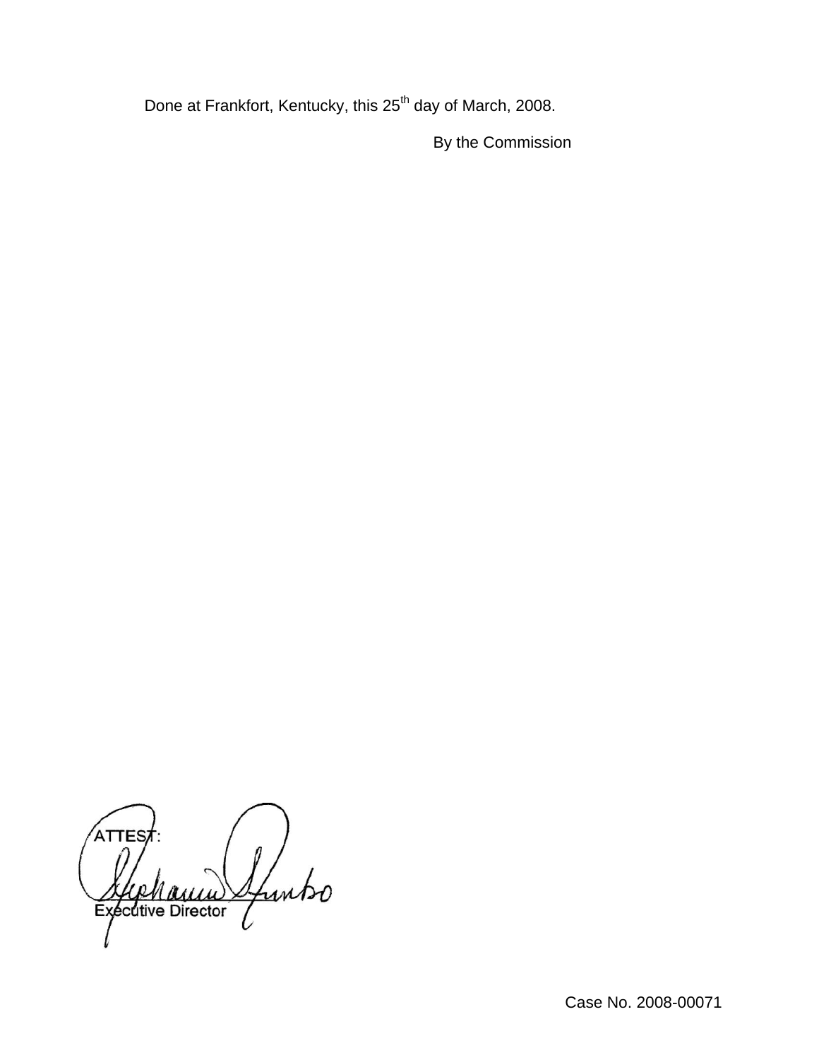Done at Frankfort, Kentucky, this 25th day of March, 2008.

By the Commission

ATTEST:

Executive Director

Case No. 2008-00071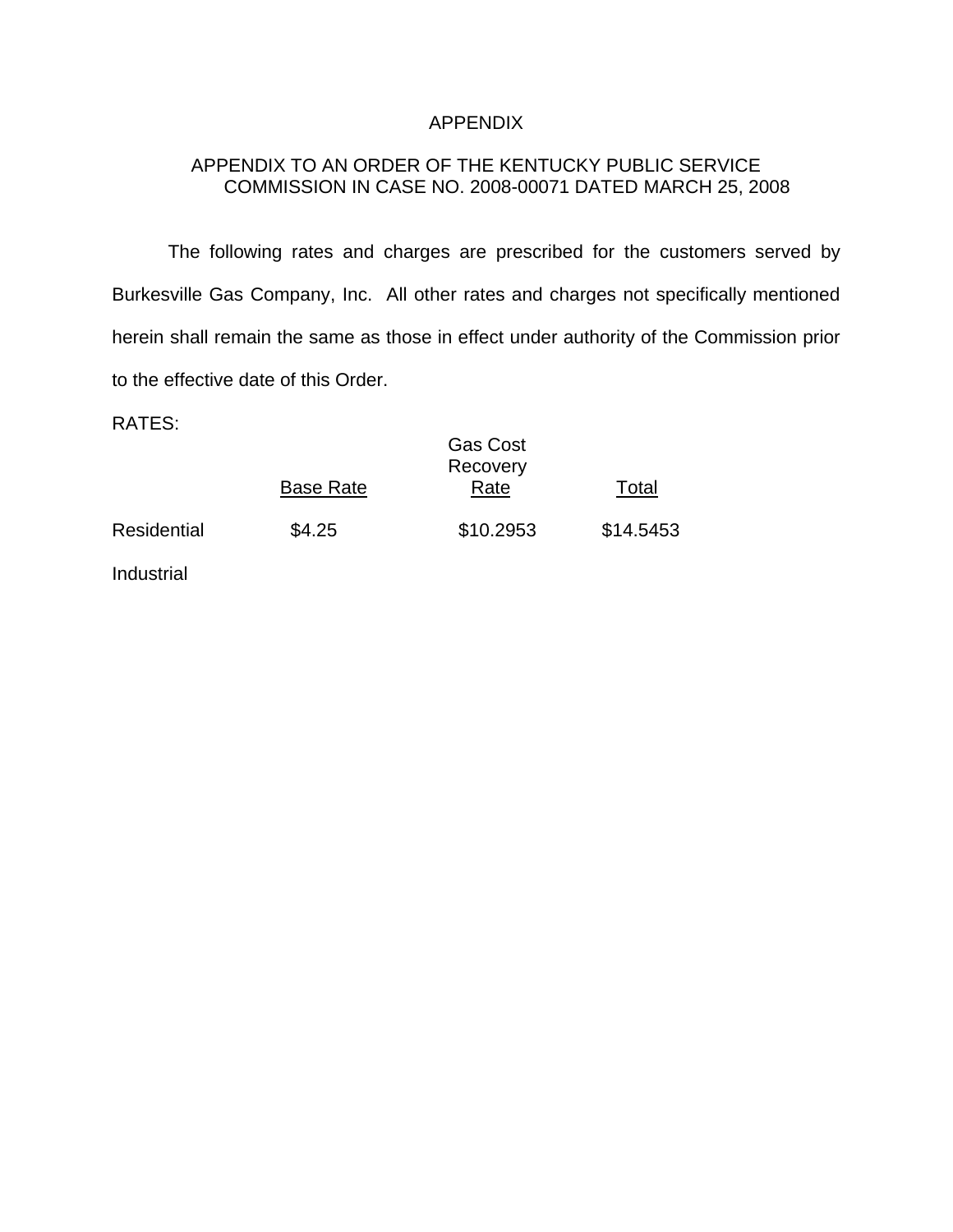# APPENDIX

## APPENDIX TO AN ORDER OF THE KENTUCKY PUBLIC SERVICE COMMISSION IN CASE NO. 2008-00071 DATED MARCH 25, 2008

The following rates and charges are prescribed for the customers served by Burkesville Gas Company, Inc. All other rates and charges not specifically mentioned herein shall remain the same as those in effect under authority of the Commission prior to the effective date of this Order.

RATES:

| | Base Rate | Gas Cost Recovery Rate | Total |
|---|---|---|---|
| Residential | $4.25 | $10.2953 | $14.5453 |
| Industrial | | | |